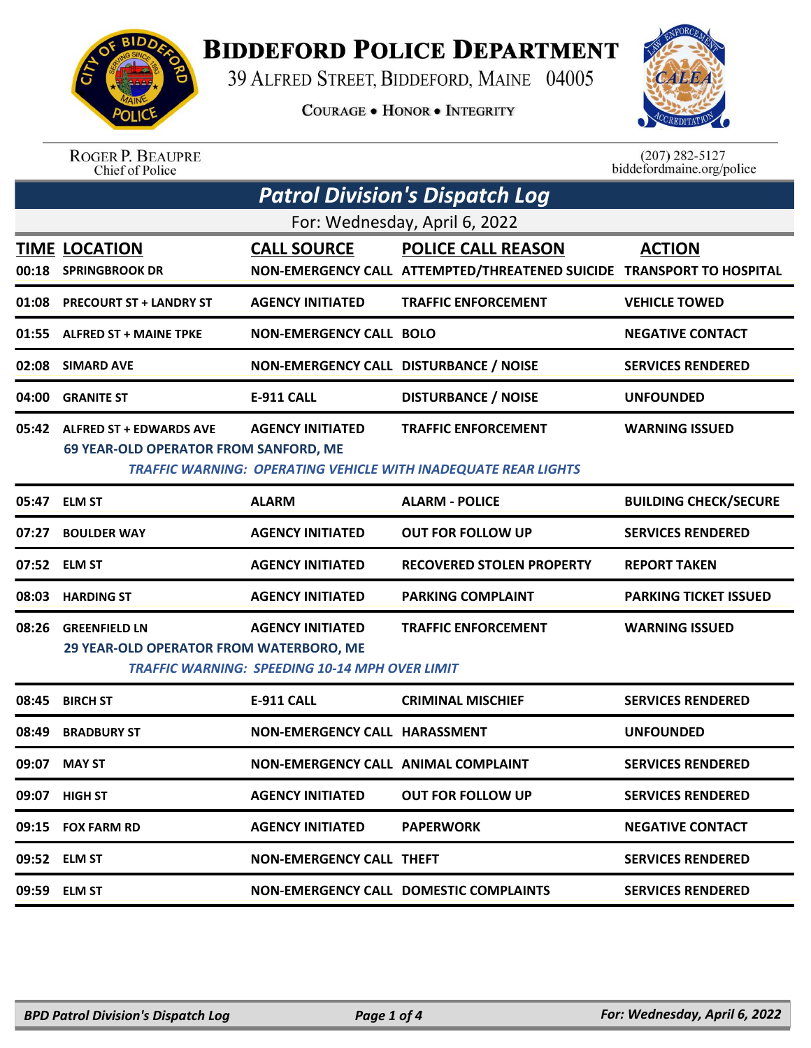# Biddeford Police Department

39 Alfred Street, Biddeford, Maine 04005

Courage • Honor • Integrity

Roger P. Beaupre
Chief of Police

(207) 282-5127
biddefordmaine.org/police

## *Patrol Division's Dispatch Log*

For: Wednesday, April 6, 2022

| TIME | LOCATION | CALL SOURCE | POLICE CALL REASON | ACTION |
|---|---|---|---|---|
| 00:18 | SPRINGBROOK DR | NON-EMERGENCY CALL | ATTEMPTED/THREATENED SUICIDE | TRANSPORT TO HOSPITAL |
| 01:08 | PRECOURT ST + LANDRY ST | AGENCY INITIATED | TRAFFIC ENFORCEMENT | VEHICLE TOWED |
| 01:55 | ALFRED ST + MAINE TPKE | NON-EMERGENCY CALL | BOLO | NEGATIVE CONTACT |
| 02:08 | SIMARD AVE | NON-EMERGENCY CALL | DISTURBANCE / NOISE | SERVICES RENDERED |
| 04:00 | GRANITE ST | E-911 CALL | DISTURBANCE / NOISE | UNFOUNDED |
| 05:42 | ALFRED ST + EDWARDS AVE<br>69 YEAR-OLD OPERATOR FROM SANFORD, ME<br>*TRAFFIC WARNING: OPERATING VEHICLE WITH INADEQUATE REAR LIGHTS* | AGENCY INITIATED | TRAFFIC ENFORCEMENT | WARNING ISSUED |
| 05:47 | ELM ST | ALARM | ALARM - POLICE | BUILDING CHECK/SECURE |
| 07:27 | BOULDER WAY | AGENCY INITIATED | OUT FOR FOLLOW UP | SERVICES RENDERED |
| 07:52 | ELM ST | AGENCY INITIATED | RECOVERED STOLEN PROPERTY | REPORT TAKEN |
| 08:03 | HARDING ST | AGENCY INITIATED | PARKING COMPLAINT | PARKING TICKET ISSUED |
| 08:26 | GREENFIELD LN<br>29 YEAR-OLD OPERATOR FROM WATERBORO, ME<br>*TRAFFIC WARNING: SPEEDING 10-14 MPH OVER LIMIT* | AGENCY INITIATED | TRAFFIC ENFORCEMENT | WARNING ISSUED |
| 08:45 | BIRCH ST | E-911 CALL | CRIMINAL MISCHIEF | SERVICES RENDERED |
| 08:49 | BRADBURY ST | NON-EMERGENCY CALL | HARASSMENT | UNFOUNDED |
| 09:07 | MAY ST | NON-EMERGENCY CALL | ANIMAL COMPLAINT | SERVICES RENDERED |
| 09:07 | HIGH ST | AGENCY INITIATED | OUT FOR FOLLOW UP | SERVICES RENDERED |
| 09:15 | FOX FARM RD | AGENCY INITIATED | PAPERWORK | NEGATIVE CONTACT |
| 09:52 | ELM ST | NON-EMERGENCY CALL | THEFT | SERVICES RENDERED |
| 09:59 | ELM ST | NON-EMERGENCY CALL | DOMESTIC COMPLAINTS | SERVICES RENDERED |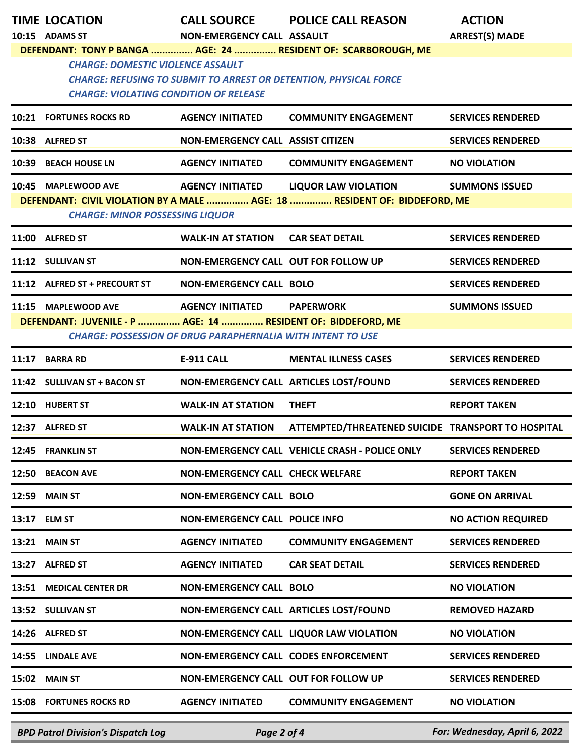| TIME | LOCATION | CALL SOURCE | POLICE CALL REASON | ACTION |
|---|---|---|---|---|
| 10:15 | ADAMS ST | NON-EMERGENCY CALL | ASSAULT | ARREST(S) MADE |
| DEFENDANT: TONY P BANGA ............... AGE: 24 ............... RESIDENT OF: SCARBOROUGH, ME | | | | |
| | *CHARGE: DOMESTIC VIOLENCE ASSAULT* | | | |
| | *CHARGE: REFUSING TO SUBMIT TO ARREST OR DETENTION, PHYSICAL FORCE* | | | |
| | *CHARGE: VIOLATING CONDITION OF RELEASE* | | | |
| 10:21 | FORTUNES ROCKS RD | AGENCY INITIATED | COMMUNITY ENGAGEMENT | SERVICES RENDERED |
| 10:38 | ALFRED ST | NON-EMERGENCY CALL | ASSIST CITIZEN | SERVICES RENDERED |
| 10:39 | BEACH HOUSE LN | AGENCY INITIATED | COMMUNITY ENGAGEMENT | NO VIOLATION |
| 10:45 | MAPLEWOOD AVE | AGENCY INITIATED | LIQUOR LAW VIOLATION | SUMMONS ISSUED |
| DEFENDANT: CIVIL VIOLATION BY A MALE ............... AGE: 18 ............... RESIDENT OF: BIDDEFORD, ME | | | | |
| | *CHARGE: MINOR POSSESSING LIQUOR* | | | |
| 11:00 | ALFRED ST | WALK-IN AT STATION | CAR SEAT DETAIL | SERVICES RENDERED |
| 11:12 | SULLIVAN ST | NON-EMERGENCY CALL | OUT FOR FOLLOW UP | SERVICES RENDERED |
| 11:12 | ALFRED ST + PRECOURT ST | NON-EMERGENCY CALL | BOLO | SERVICES RENDERED |
| 11:15 | MAPLEWOOD AVE | AGENCY INITIATED | PAPERWORK | SUMMONS ISSUED |
| DEFENDANT: JUVENILE - P ............... AGE: 14 ............... RESIDENT OF: BIDDEFORD, ME | | | | |
| | *CHARGE: POSSESSION OF DRUG PARAPHERNALIA WITH INTENT TO USE* | | | |
| 11:17 | BARRA RD | E-911 CALL | MENTAL ILLNESS CASES | SERVICES RENDERED |
| 11:42 | SULLIVAN ST + BACON ST | NON-EMERGENCY CALL | ARTICLES LOST/FOUND | SERVICES RENDERED |
| 12:10 | HUBERT ST | WALK-IN AT STATION | THEFT | REPORT TAKEN |
| 12:37 | ALFRED ST | WALK-IN AT STATION | ATTEMPTED/THREATENED SUICIDE | TRANSPORT TO HOSPITAL |
| 12:45 | FRANKLIN ST | NON-EMERGENCY CALL | VEHICLE CRASH - POLICE ONLY | SERVICES RENDERED |
| 12:50 | BEACON AVE | NON-EMERGENCY CALL | CHECK WELFARE | REPORT TAKEN |
| 12:59 | MAIN ST | NON-EMERGENCY CALL | BOLO | GONE ON ARRIVAL |
| 13:17 | ELM ST | NON-EMERGENCY CALL | POLICE INFO | NO ACTION REQUIRED |
| 13:21 | MAIN ST | AGENCY INITIATED | COMMUNITY ENGAGEMENT | SERVICES RENDERED |
| 13:27 | ALFRED ST | AGENCY INITIATED | CAR SEAT DETAIL | SERVICES RENDERED |
| 13:51 | MEDICAL CENTER DR | NON-EMERGENCY CALL | BOLO | NO VIOLATION |
| 13:52 | SULLIVAN ST | NON-EMERGENCY CALL | ARTICLES LOST/FOUND | REMOVED HAZARD |
| 14:26 | ALFRED ST | NON-EMERGENCY CALL | LIQUOR LAW VIOLATION | NO VIOLATION |
| 14:55 | LINDALE AVE | NON-EMERGENCY CALL | CODES ENFORCEMENT | SERVICES RENDERED |
| 15:02 | MAIN ST | NON-EMERGENCY CALL | OUT FOR FOLLOW UP | SERVICES RENDERED |
| 15:08 | FORTUNES ROCKS RD | AGENCY INITIATED | COMMUNITY ENGAGEMENT | NO VIOLATION |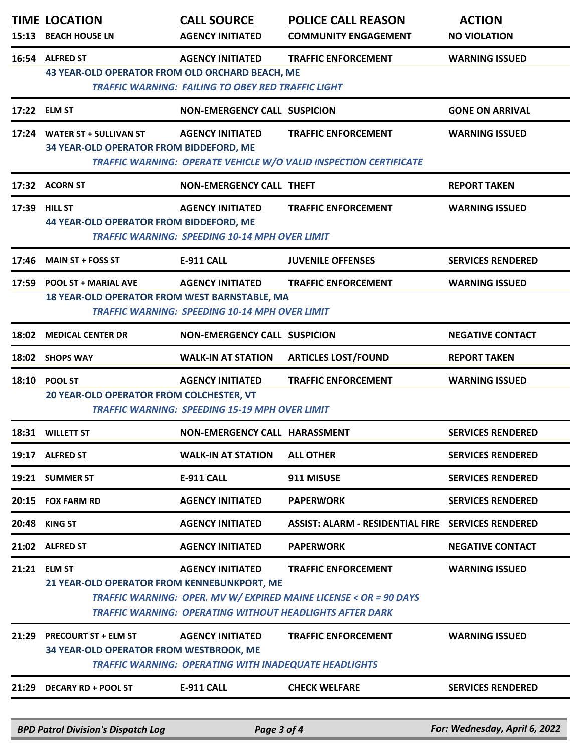| TIME | LOCATION | CALL SOURCE | POLICE CALL REASON | ACTION |
|---|---|---|---|---|
| 15:13 | BEACH HOUSE LN | AGENCY INITIATED | COMMUNITY ENGAGEMENT | NO VIOLATION |
| 16:54 | ALFRED ST | AGENCY INITIATED | TRAFFIC ENFORCEMENT | WARNING ISSUED |
| | 43 YEAR-OLD OPERATOR FROM OLD ORCHARD BEACH, ME | | | |
| | | *TRAFFIC WARNING: FAILING TO OBEY RED TRAFFIC LIGHT* | | |
| 17:22 | ELM ST | NON-EMERGENCY CALL | SUSPICION | GONE ON ARRIVAL |
| 17:24 | WATER ST + SULLIVAN ST | AGENCY INITIATED | TRAFFIC ENFORCEMENT | WARNING ISSUED |
| | 34 YEAR-OLD OPERATOR FROM BIDDEFORD, ME | | | |
| | | *TRAFFIC WARNING: OPERATE VEHICLE W/O VALID INSPECTION CERTIFICATE* | | |
| 17:32 | ACORN ST | NON-EMERGENCY CALL | THEFT | REPORT TAKEN |
| 17:39 | HILL ST | AGENCY INITIATED | TRAFFIC ENFORCEMENT | WARNING ISSUED |
| | 44 YEAR-OLD OPERATOR FROM BIDDEFORD, ME | | | |
| | | *TRAFFIC WARNING: SPEEDING 10-14 MPH OVER LIMIT* | | |
| 17:46 | MAIN ST + FOSS ST | E-911 CALL | JUVENILE OFFENSES | SERVICES RENDERED |
| 17:59 | POOL ST + MARIAL AVE | AGENCY INITIATED | TRAFFIC ENFORCEMENT | WARNING ISSUED |
| | 18 YEAR-OLD OPERATOR FROM WEST BARNSTABLE, MA | | | |
| | | *TRAFFIC WARNING: SPEEDING 10-14 MPH OVER LIMIT* | | |
| 18:02 | MEDICAL CENTER DR | NON-EMERGENCY CALL | SUSPICION | NEGATIVE CONTACT |
| 18:02 | SHOPS WAY | WALK-IN AT STATION | ARTICLES LOST/FOUND | REPORT TAKEN |
| 18:10 | POOL ST | AGENCY INITIATED | TRAFFIC ENFORCEMENT | WARNING ISSUED |
| | 20 YEAR-OLD OPERATOR FROM COLCHESTER, VT | | | |
| | | *TRAFFIC WARNING: SPEEDING 15-19 MPH OVER LIMIT* | | |
| 18:31 | WILLETT ST | NON-EMERGENCY CALL | HARASSMENT | SERVICES RENDERED |
| 19:17 | ALFRED ST | WALK-IN AT STATION | ALL OTHER | SERVICES RENDERED |
| 19:21 | SUMMER ST | E-911 CALL | 911 MISUSE | SERVICES RENDERED |
| 20:15 | FOX FARM RD | AGENCY INITIATED | PAPERWORK | SERVICES RENDERED |
| 20:48 | KING ST | AGENCY INITIATED | ASSIST: ALARM - RESIDENTIAL FIRE | SERVICES RENDERED |
| 21:02 | ALFRED ST | AGENCY INITIATED | PAPERWORK | NEGATIVE CONTACT |
| 21:21 | ELM ST | AGENCY INITIATED | TRAFFIC ENFORCEMENT | WARNING ISSUED |
| | 21 YEAR-OLD OPERATOR FROM KENNEBUNKPORT, ME | | | |
| | | *TRAFFIC WARNING: OPER. MV W/ EXPIRED MAINE LICENSE < OR = 90 DAYS* | | |
| | | *TRAFFIC WARNING: OPERATING WITHOUT HEADLIGHTS AFTER DARK* | | |
| 21:29 | PRECOURT ST + ELM ST | AGENCY INITIATED | TRAFFIC ENFORCEMENT | WARNING ISSUED |
| | 34 YEAR-OLD OPERATOR FROM WESTBROOK, ME | | | |
| | | *TRAFFIC WARNING: OPERATING WITH INADEQUATE HEADLIGHTS* | | |
| 21:29 | DECARY RD + POOL ST | E-911 CALL | CHECK WELFARE | SERVICES RENDERED |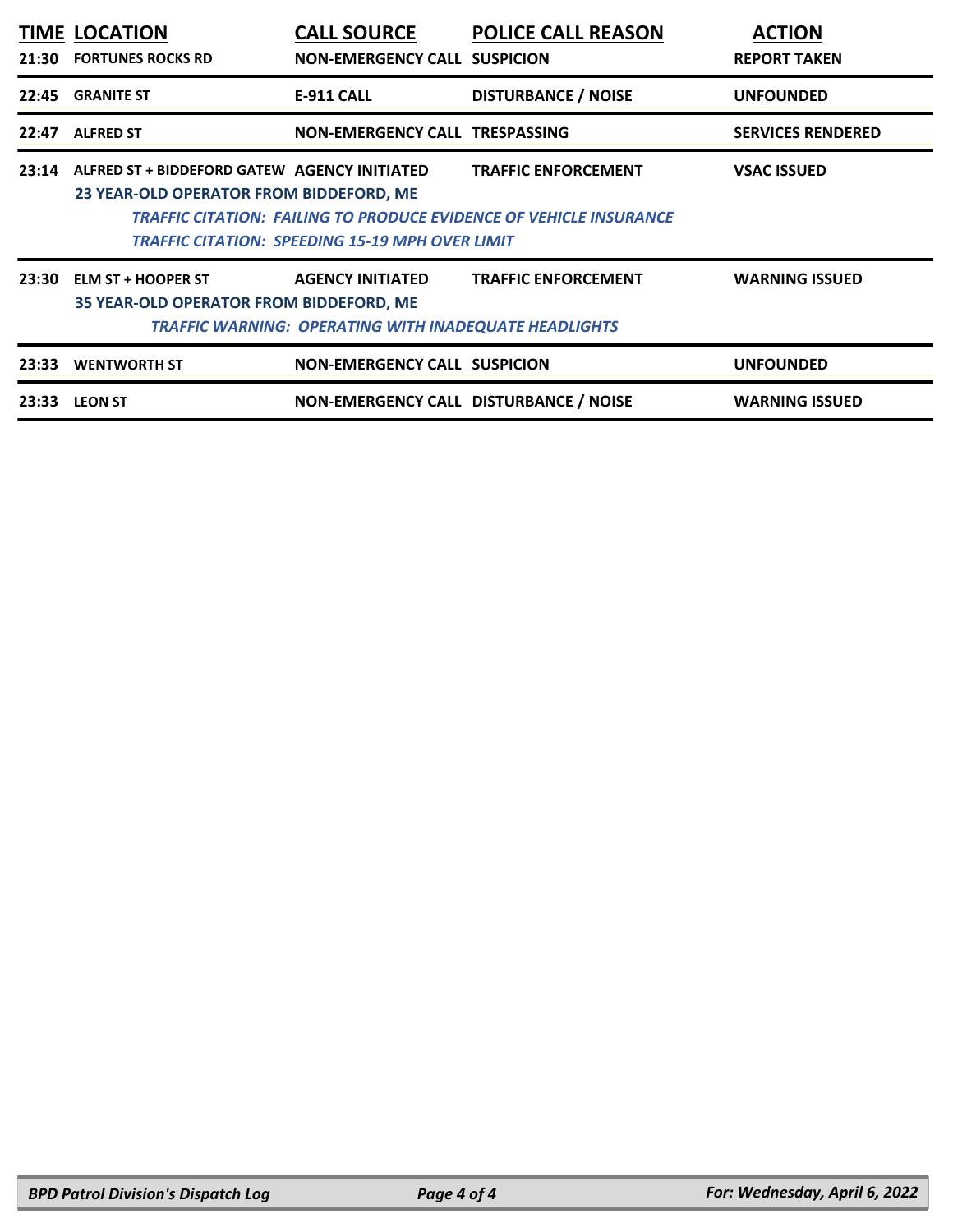| TIME | LOCATION | CALL SOURCE | POLICE CALL REASON | ACTION |
|---|---|---|---|---|
| 21:30 | FORTUNES ROCKS RD | NON-EMERGENCY CALL | SUSPICION | REPORT TAKEN |
| 22:45 | GRANITE ST | E-911 CALL | DISTURBANCE / NOISE | UNFOUNDED |
| 22:47 | ALFRED ST | NON-EMERGENCY CALL | TRESPASSING | SERVICES RENDERED |
| 23:14 | ALFRED ST + BIDDEFORD GATEW<br>23 YEAR-OLD OPERATOR FROM BIDDEFORD, ME<br>*TRAFFIC CITATION: FAILING TO PRODUCE EVIDENCE OF VEHICLE INSURANCE*<br>*TRAFFIC CITATION: SPEEDING 15-19 MPH OVER LIMIT* | AGENCY INITIATED | TRAFFIC ENFORCEMENT | VSAC ISSUED |
| 23:30 | ELM ST + HOOPER ST<br>35 YEAR-OLD OPERATOR FROM BIDDEFORD, ME<br>*TRAFFIC WARNING: OPERATING WITH INADEQUATE HEADLIGHTS* | AGENCY INITIATED | TRAFFIC ENFORCEMENT | WARNING ISSUED |
| 23:33 | WENTWORTH ST | NON-EMERGENCY CALL | SUSPICION | UNFOUNDED |
| 23:33 | LEON ST | NON-EMERGENCY CALL | DISTURBANCE / NOISE | WARNING ISSUED |